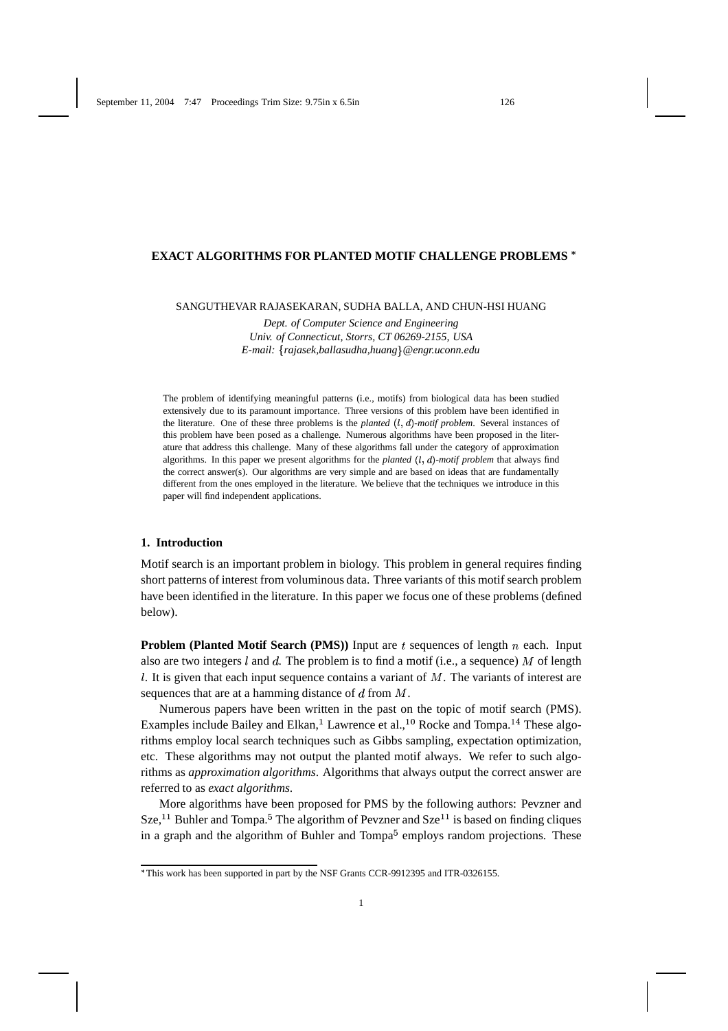# EXACT ALGORITHMS FOR PLANTED MOTIF CHALLENGE PROBLEMS *

SANGUTHEVAR RAJASEKARAN, SUDHA BALLA, AND CHUN-HSI HUANG

*Dept. of Computer Science and Engineering*
*Univ. of Connecticut, Storrs, CT 06269-2155, USA*
*E-mail: {rajasek,ballasudha,huang}@engr.uconn.edu*

The problem of identifying meaningful patterns (i.e., motifs) from biological data has been studied extensively due to its paramount importance. Three versions of this problem have been identified in the literature. One of these three problems is the *planted* ($l$, $d$)*-motif problem*. Several instances of this problem have been posed as a challenge. Numerous algorithms have been proposed in the literature that address this challenge. Many of these algorithms fall under the category of approximation algorithms. In this paper we present algorithms for the *planted* ($l$, $d$)*-motif problem* that always find the correct answer(s). Our algorithms are very simple and are based on ideas that are fundamentally different from the ones employed in the literature. We believe that the techniques we introduce in this paper will find independent applications.

## 1. Introduction

Motif search is an important problem in biology. This problem in general requires finding short patterns of interest from voluminous data. Three variants of this motif search problem have been identified in the literature. In this paper we focus one of these problems (defined below).

**Problem (Planted Motif Search (PMS))** Input are $t$ sequences of length $n$ each. Input also are two integers $l$ and $d$. The problem is to find a motif (i.e., a sequence) $M$ of length $l$. It is given that each input sequence contains a variant of $M$. The variants of interest are sequences that are at a hamming distance of $d$ from $M$.

Numerous papers have been written in the past on the topic of motif search (PMS). Examples include Bailey and Elkan,[1] Lawrence et al.,[10] Rocke and Tompa.[14] These algorithms employ local search techniques such as Gibbs sampling, expectation optimization, etc. These algorithms may not output the planted motif always. We refer to such algorithms as *approximation algorithms*. Algorithms that always output the correct answer are referred to as *exact algorithms*.

More algorithms have been proposed for PMS by the following authors: Pevzner and Sze,[11] Buhler and Tompa.[5] The algorithm of Pevzner and Sze[11] is based on finding cliques in a graph and the algorithm of Buhler and Tompa[5] employs random projections. These

*This work has been supported in part by the NSF Grants CCR-9912395 and ITR-0326155.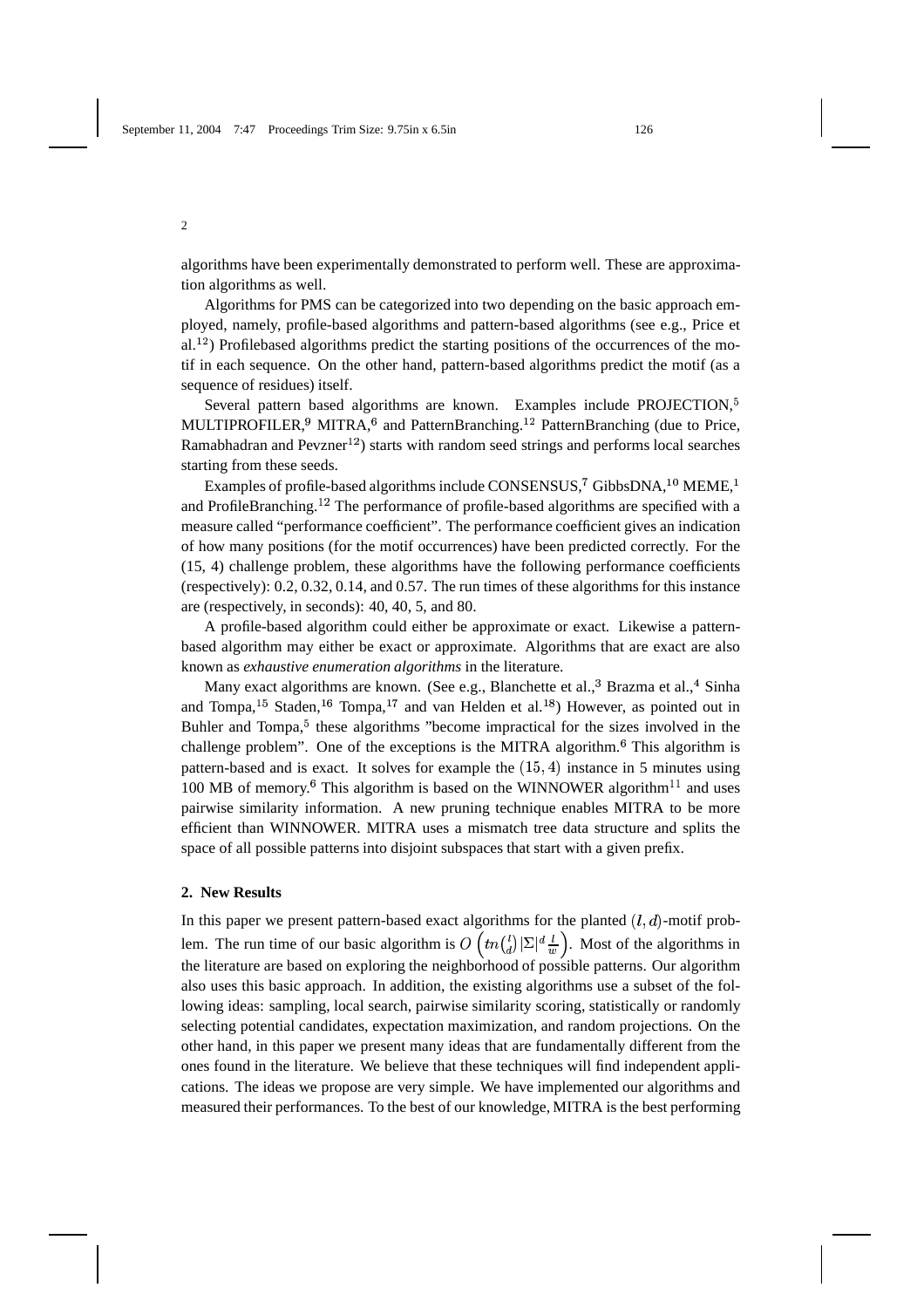algorithms have been experimentally demonstrated to perform well. These are approximation algorithms as well.

Algorithms for PMS can be categorized into two depending on the basic approach employed, namely, profile-based algorithms and pattern-based algorithms (see e.g., Price et al.[12]) Profilebased algorithms predict the starting positions of the occurrences of the motif in each sequence. On the other hand, pattern-based algorithms predict the motif (as a sequence of residues) itself.

Several pattern based algorithms are known. Examples include PROJECTION,[5] MULTIPROFILER,[9] MITRA,[6] and PatternBranching.[12] PatternBranching (due to Price, Ramabhadran and Pevzner[12]) starts with random seed strings and performs local searches starting from these seeds.

Examples of profile-based algorithms include CONSENSUS,[7] GibbsDNA,[10] MEME,[1] and ProfileBranching.[12] The performance of profile-based algorithms are specified with a measure called "performance coefficient". The performance coefficient gives an indication of how many positions (for the motif occurrences) have been predicted correctly. For the (15, 4) challenge problem, these algorithms have the following performance coefficients (respectively): 0.2, 0.32, 0.14, and 0.57. The run times of these algorithms for this instance are (respectively, in seconds): 40, 40, 5, and 80.

A profile-based algorithm could either be approximate or exact. Likewise a pattern-based algorithm may either be exact or approximate. Algorithms that are exact are also known as *exhaustive enumeration algorithms* in the literature.

Many exact algorithms are known. (See e.g., Blanchette et al.,[3] Brazma et al.,[4] Sinha and Tompa,[15] Staden,[16] Tompa,[17] and van Helden et al.[18]) However, as pointed out in Buhler and Tompa,[5] these algorithms "become impractical for the sizes involved in the challenge problem". One of the exceptions is the MITRA algorithm.[6] This algorithm is pattern-based and is exact. It solves for example the $(15, 4)$ instance in 5 minutes using 100 MB of memory.[6] This algorithm is based on the WINNOWER algorithm[11] and uses pairwise similarity information. A new pruning technique enables MITRA to be more efficient than WINNOWER. MITRA uses a mismatch tree data structure and splits the space of all possible patterns into disjoint subspaces that start with a given prefix.

## 2. New Results

In this paper we present pattern-based exact algorithms for the planted $(l, d)$-motif problem. The run time of our basic algorithm is $O\left(tn\binom{l}{d}|\Sigma|^d \frac{l}{w}\right)$. Most of the algorithms in the literature are based on exploring the neighborhood of possible patterns. Our algorithm also uses this basic approach. In addition, the existing algorithms use a subset of the following ideas: sampling, local search, pairwise similarity scoring, statistically or randomly selecting potential candidates, expectation maximization, and random projections. On the other hand, in this paper we present many ideas that are fundamentally different from the ones found in the literature. We believe that these techniques will find independent applications. The ideas we propose are very simple. We have implemented our algorithms and measured their performances. To the best of our knowledge, MITRA is the best performing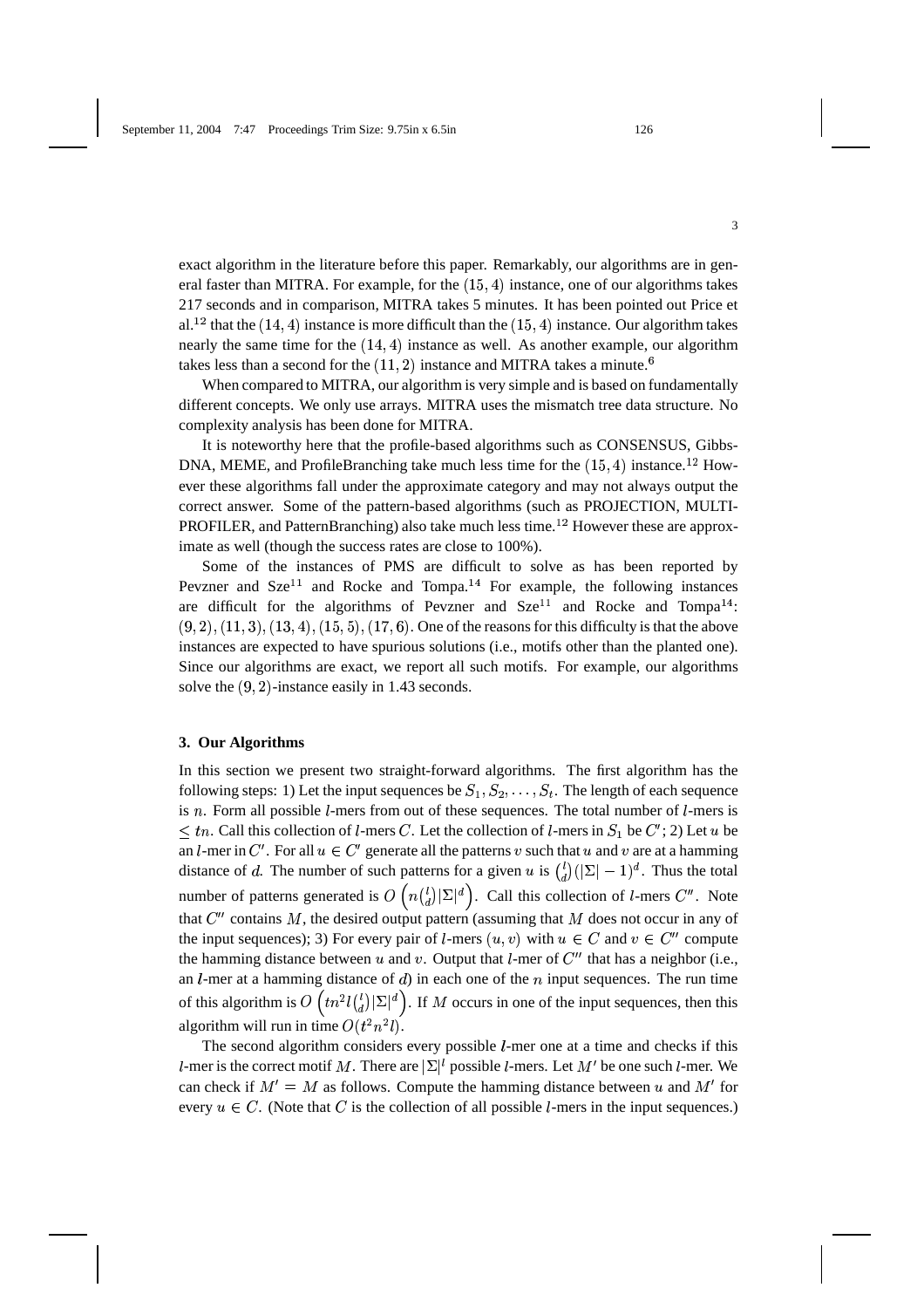exact algorithm in the literature before this paper. Remarkably, our algorithms are in general faster than MITRA. For example, for the $(15,4)$ instance, one of our algorithms takes 217 seconds and in comparison, MITRA takes 5 minutes. It has been pointed out Price et al.[12] that the $(14,4)$ instance is more difficult than the $(15,4)$ instance. Our algorithm takes nearly the same time for the $(14,4)$ instance as well. As another example, our algorithm takes less than a second for the $(11,2)$ instance and MITRA takes a minute.[6]

When compared to MITRA, our algorithm is very simple and is based on fundamentally different concepts. We only use arrays. MITRA uses the mismatch tree data structure. No complexity analysis has been done for MITRA.

It is noteworthy here that the profile-based algorithms such as CONSENSUS, GibbsDNA, MEME, and ProfileBranching take much less time for the $(15,4)$ instance.[12] However these algorithms fall under the approximate category and may not always output the correct answer. Some of the pattern-based algorithms (such as PROJECTION, MULTIPROFILER, and PatternBranching) also take much less time.[12] However these are approximate as well (though the success rates are close to 100%).

Some of the instances of PMS are difficult to solve as has been reported by Pevzner and Sze[11] and Rocke and Tompa.[14] For example, the following instances are difficult for the algorithms of Pevzner and Sze[11] and Rocke and Tompa[14]: $(9,2), (11,3), (13,4), (15,5), (17,6)$. One of the reasons for this difficulty is that the above instances are expected to have spurious solutions (i.e., motifs other than the planted one). Since our algorithms are exact, we report all such motifs. For example, our algorithms solve the $(9,2)$-instance easily in 1.43 seconds.

### 3. Our Algorithms

In this section we present two straight-forward algorithms. The first algorithm has the following steps: 1) Let the input sequences be $S_1, S_2, \ldots, S_t$. The length of each sequence is $n$. Form all possible $l$-mers from out of these sequences. The total number of $l$-mers is $\leq tn$. Call this collection of $l$-mers $C$. Let the collection of $l$-mers in $S_1$ be $C'$; 2) Let $u$ be an $l$-mer in $C'$. For all $u \in C'$ generate all the patterns $v$ such that $u$ and $v$ are at a hamming distance of $d$. The number of such patterns for a given $u$ is $\binom{l}{d}(|\Sigma|-1)^d$. Thus the total number of patterns generated is $O\left(n\binom{l}{d}|\Sigma|^d\right)$. Call this collection of $l$-mers $C''$. Note that $C''$ contains $M$, the desired output pattern (assuming that $M$ does not occur in any of the input sequences); 3) For every pair of $l$-mers $(u,v)$ with $u \in C$ and $v \in C''$ compute the hamming distance between $u$ and $v$. Output that $l$-mer of $C''$ that has a neighbor (i.e., an $l$-mer at a hamming distance of $d$) in each one of the $n$ input sequences. The run time of this algorithm is $O\left(tn^2 l\binom{l}{d}|\Sigma|^d\right)$. If $M$ occurs in one of the input sequences, then this algorithm will run in time $O(t^2n^2l)$.

The second algorithm considers every possible $l$-mer one at a time and checks if this $l$-mer is the correct motif $M$. There are $|\Sigma|^l$ possible $l$-mers. Let $M'$ be one such $l$-mer. We can check if $M' = M$ as follows. Compute the hamming distance between $u$ and $M'$ for every $u \in C$. (Note that $C$ is the collection of all possible $l$-mers in the input sequences.)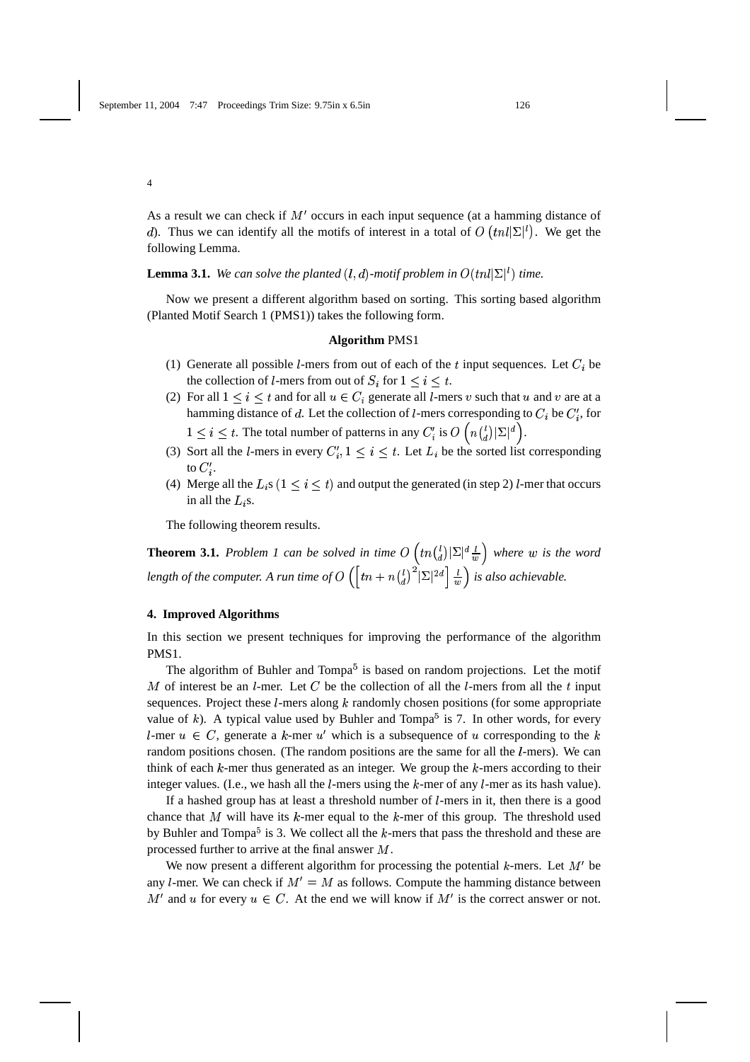As a result we can check if $M'$ occurs in each input sequence (at a hamming distance of $d$). Thus we can identify all the motifs of interest in a total of $O\left(tnl|\Sigma|^l\right)$. We get the following Lemma.

**Lemma 3.1.** *We can solve the planted $(l, d)$-motif problem in $O(tnl|\Sigma|^l)$ time.*

Now we present a different algorithm based on sorting. This sorting based algorithm (Planted Motif Search 1 (PMS1)) takes the following form.

**Algorithm** PMS1

1. Generate all possible $l$-mers from out of each of the $t$ input sequences. Let $C_i$ be the collection of $l$-mers from out of $S_i$ for $1 \leq i \leq t$.
2. For all $1 \leq i \leq t$ and for all $u \in C_i$ generate all $l$-mers $v$ such that $u$ and $v$ are at a hamming distance of $d$. Let the collection of $l$-mers corresponding to $C_i$ be $C_i'$, for $1 \leq i \leq t$. The total number of patterns in any $C_i'$ is $O\left(n\binom{l}{d}|\Sigma|^d\right)$.
3. Sort all the $l$-mers in every $C_i'$, $1 \leq i \leq t$. Let $L_i$ be the sorted list corresponding to $C_i'$.
4. Merge all the $L_i$s $(1 \leq i \leq t)$ and output the generated (in step 2) $l$-mer that occurs in all the $L_i$s.

The following theorem results.

**Theorem 3.1.** *Problem 1 can be solved in time $O\left(tn\binom{l}{d}|\Sigma|^d \frac{l}{w}\right)$ where $w$ is the word length of the computer. A run time of $O\left(\left[tn + n\binom{l}{d}^2|\Sigma|^{2d}\right]\frac{l}{w}\right)$ is also achievable.*

## 4. Improved Algorithms

In this section we present techniques for improving the performance of the algorithm PMS1.

The algorithm of Buhler and Tompa[5] is based on random projections. Let the motif $M$ of interest be an $l$-mer. Let $C$ be the collection of all the $l$-mers from all the $t$ input sequences. Project these $l$-mers along $k$ randomly chosen positions (for some appropriate value of $k$). A typical value used by Buhler and Tompa[5] is 7. In other words, for every $l$-mer $u \in C$, generate a $k$-mer $u'$ which is a subsequence of $u$ corresponding to the $k$ random positions chosen. (The random positions are the same for all the $l$-mers). We can think of each $k$-mer thus generated as an integer. We group the $k$-mers according to their integer values. (I.e., we hash all the $l$-mers using the $k$-mer of any $l$-mer as its hash value).

If a hashed group has at least a threshold number of $l$-mers in it, then there is a good chance that $M$ will have its $k$-mer equal to the $k$-mer of this group. The threshold used by Buhler and Tompa[5] is 3. We collect all the $k$-mers that pass the threshold and these are processed further to arrive at the final answer $M$.

We now present a different algorithm for processing the potential $k$-mers. Let $M'$ be any $l$-mer. We can check if $M' = M$ as follows. Compute the hamming distance between $M'$ and $u$ for every $u \in C$. At the end we will know if $M'$ is the correct answer or not.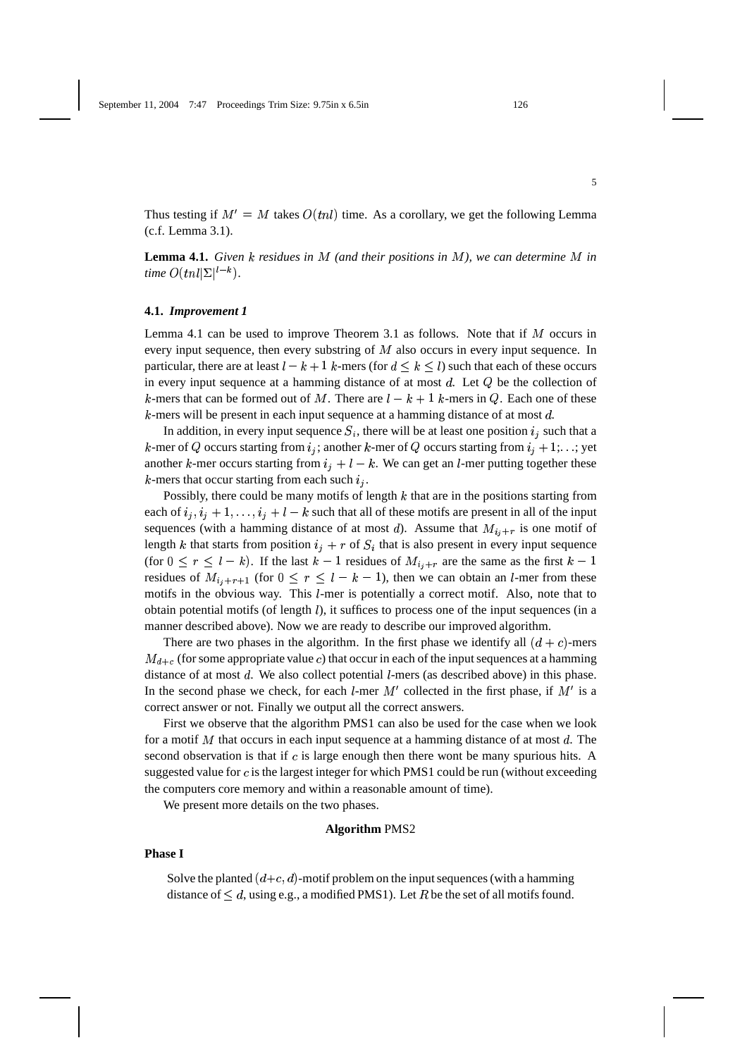Thus testing if $M' = M$ takes $O(tnl)$ time. As a corollary, we get the following Lemma (c.f. Lemma 3.1).

**Lemma 4.1.** *Given $k$ residues in $M$ (and their positions in $M$), we can determine $M$ in time $O(tnl|\Sigma|^{l-k})$.*

### 4.1. *Improvement 1*

Lemma 4.1 can be used to improve Theorem 3.1 as follows. Note that if $M$ occurs in every input sequence, then every substring of $M$ also occurs in every input sequence. In particular, there are at least $l - k + 1$ $k$-mers (for $d \leq k \leq l$) such that each of these occurs in every input sequence at a hamming distance of at most $d$. Let $Q$ be the collection of $k$-mers that can be formed out of $M$. There are $l - k + 1$ $k$-mers in $Q$. Each one of these $k$-mers will be present in each input sequence at a hamming distance of at most $d$.

In addition, in every input sequence $S_i$, there will be at least one position $i_j$ such that a $k$-mer of $Q$ occurs starting from $i_j$; another $k$-mer of $Q$ occurs starting from $i_j + 1$;...; yet another $k$-mer occurs starting from $i_j + l - k$. We can get an $l$-mer putting together these $k$-mers that occur starting from each such $i_j$.

Possibly, there could be many motifs of length $k$ that are in the positions starting from each of $i_j, i_j + 1, \ldots, i_j + l - k$ such that all of these motifs are present in all of the input sequences (with a hamming distance of at most $d$). Assume that $M_{i_j+r}$ is one motif of length $k$ that starts from position $i_j + r$ of $S_i$ that is also present in every input sequence (for $0 \leq r \leq l - k$). If the last $k - 1$ residues of $M_{i_j+r}$ are the same as the first $k - 1$ residues of $M_{i_j+r+1}$ (for $0 \leq r \leq l - k - 1$), then we can obtain an $l$-mer from these motifs in the obvious way. This $l$-mer is potentially a correct motif. Also, note that to obtain potential motifs (of length $l$), it suffices to process one of the input sequences (in a manner described above). Now we are ready to describe our improved algorithm.

There are two phases in the algorithm. In the first phase we identify all $(d + c)$-mers $M_{d+c}$ (for some appropriate value $c$) that occur in each of the input sequences at a hamming distance of at most $d$. We also collect potential $l$-mers (as described above) in this phase. In the second phase we check, for each $l$-mer $M'$ collected in the first phase, if $M'$ is a correct answer or not. Finally we output all the correct answers.

First we observe that the algorithm PMS1 can also be used for the case when we look for a motif $M$ that occurs in each input sequence at a hamming distance of at most $d$. The second observation is that if $c$ is large enough then there wont be many spurious hits. A suggested value for $c$ is the largest integer for which PMS1 could be run (without exceeding the computers core memory and within a reasonable amount of time).

We present more details on the two phases.

**Algorithm** PMS2

**Phase I**

Solve the planted $(d+c, d)$-motif problem on the input sequences (with a hamming distance of $\leq d$, using e.g., a modified PMS1). Let $R$ be the set of all motifs found.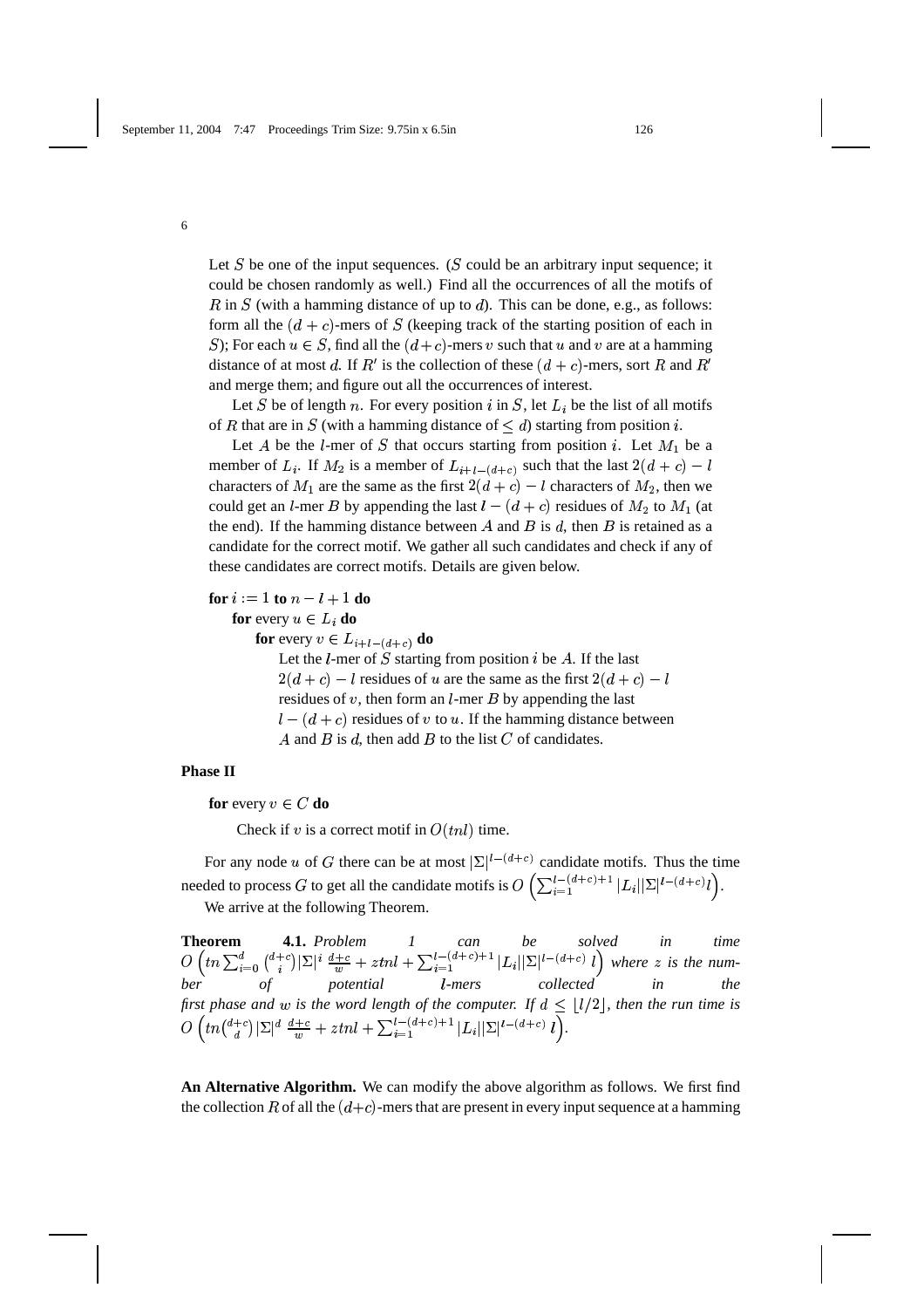Let $S$ be one of the input sequences. ($S$ could be an arbitrary input sequence; it could be chosen randomly as well.) Find all the occurrences of all the motifs of $R$ in $S$ (with a hamming distance of up to $d$). This can be done, e.g., as follows: form all the $(d+c)$-mers of $S$ (keeping track of the starting position of each in $S$); For each $u \in S$, find all the $(d+c)$-mers $v$ such that $u$ and $v$ are at a hamming distance of at most $d$. If $R'$ is the collection of these $(d+c)$-mers, sort $R$ and $R'$ and merge them; and figure out all the occurrences of interest.

Let $S$ be of length $n$. For every position $i$ in $S$, let $L_i$ be the list of all motifs of $R$ that are in $S$ (with a hamming distance of $\leq d$) starting from position $i$.

Let $A$ be the $l$-mer of $S$ that occurs starting from position $i$. Let $M_1$ be a member of $L_i$. If $M_2$ is a member of $L_{i+l-(d+c)}$ such that the last $2(d+c)-l$ characters of $M_1$ are the same as the first $2(d+c)-l$ characters of $M_2$, then we could get an $l$-mer $B$ by appending the last $l-(d+c)$ residues of $M_2$ to $M_1$ (at the end). If the hamming distance between $A$ and $B$ is $d$, then $B$ is retained as a candidate for the correct motif. We gather all such candidates and check if any of these candidates are correct motifs. Details are given below.

**for** $i := 1$ **to** $n-l+1$ **do**
  **for** every $u \in L_i$ **do**
    **for** every $v \in L_{i+l-(d+c)}$ **do**
      Let the $l$-mer of $S$ starting from position $i$ be $A$. If the last $2(d+c)-l$ residues of $u$ are the same as the first $2(d+c)-l$ residues of $v$, then form an $l$-mer $B$ by appending the last $l-(d+c)$ residues of $v$ to $u$. If the hamming distance between $A$ and $B$ is $d$, then add $B$ to the list $C$ of candidates.

**Phase II**

**for** every $v \in C$ **do**

  Check if $v$ is a correct motif in $O(tnl)$ time.

For any node $u$ of $G$ there can be at most $|\Sigma|^{l-(d+c)}$ candidate motifs. Thus the time needed to process $G$ to get all the candidate motifs is $O\left(\sum_{i=1}^{l-(d+c)+1} |L_i||\Sigma|^{l-(d+c)} l\right)$.

We arrive at the following Theorem.

**Theorem 4.1.** *Problem 1 can be solved in time* $O\left(tn\sum_{i=0}^{d}\binom{d+c}{i}|\Sigma|^i \frac{d+c}{w} + ztnl + \sum_{i=1}^{l-(d+c)+1} |L_i||\Sigma|^{l-(d+c)} l\right)$ *where* $z$ *is the number of potential* $l$*-mers collected in the first phase and* $w$ *is the word length of the computer. If* $d \leq \lfloor l/2 \rfloor$*, then the run time is* $O\left(tn\binom{d+c}{d}|\Sigma|^d \frac{d+c}{w} + ztnl + \sum_{i=1}^{l-(d+c)+1} |L_i||\Sigma|^{l-(d+c)} l\right)$.

**An Alternative Algorithm.** We can modify the above algorithm as follows. We first find the collection $R$ of all the $(d+c)$-mers that are present in every input sequence at a hamming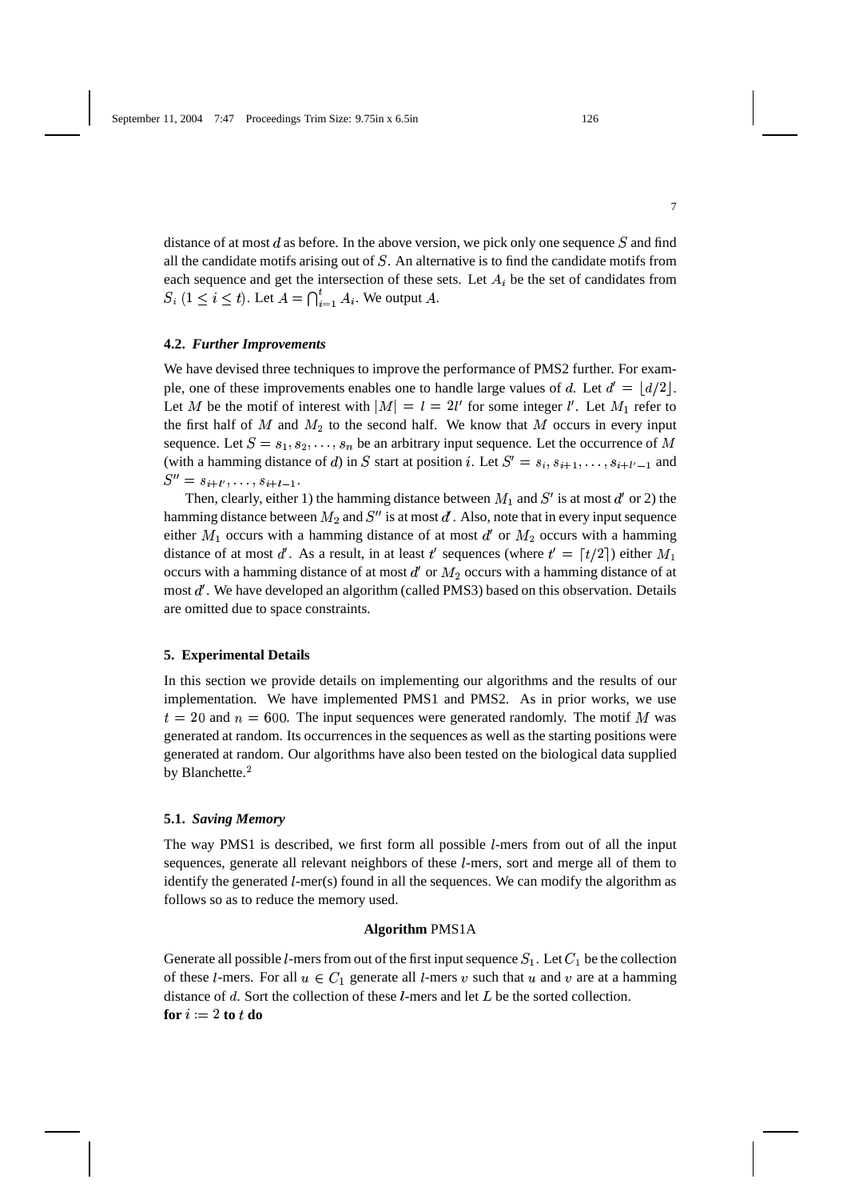distance of at most $d$ as before. In the above version, we pick only one sequence $S$ and find all the candidate motifs arising out of $S$. An alternative is to find the candidate motifs from each sequence and get the intersection of these sets. Let $A_i$ be the set of candidates from $S_i$ $(1 \leq i \leq t)$. Let $A = \bigcap_{i=1}^{t} A_i$. We output $A$.

### 4.2. *Further Improvements*

We have devised three techniques to improve the performance of PMS2 further. For example, one of these improvements enables one to handle large values of $d$. Let $d' = \lfloor d/2 \rfloor$. Let $M$ be the motif of interest with $|M| = l = 2l'$ for some integer $l'$. Let $M_1$ refer to the first half of $M$ and $M_2$ to the second half. We know that $M$ occurs in every input sequence. Let $S = s_1, s_2, \ldots, s_n$ be an arbitrary input sequence. Let the occurrence of $M$ (with a hamming distance of $d$) in $S$ start at position $i$. Let $S' = s_i, s_{i+1}, \ldots, s_{i+l'-1}$ and $S'' = s_{i+l'}, \ldots, s_{i+l-1}$.

Then, clearly, either 1) the hamming distance between $M_1$ and $S'$ is at most $d'$ or 2) the hamming distance between $M_2$ and $S''$ is at most $d'$. Also, note that in every input sequence either $M_1$ occurs with a hamming distance of at most $d'$ or $M_2$ occurs with a hamming distance of at most $d'$. As a result, in at least $t'$ sequences (where $t' = \lceil t/2 \rceil$) either $M_1$ occurs with a hamming distance of at most $d'$ or $M_2$ occurs with a hamming distance of at most $d'$. We have developed an algorithm (called PMS3) based on this observation. Details are omitted due to space constraints.

## 5. Experimental Details

In this section we provide details on implementing our algorithms and the results of our implementation. We have implemented PMS1 and PMS2. As in prior works, we use $t = 20$ and $n = 600$. The input sequences were generated randomly. The motif $M$ was generated at random. Its occurrences in the sequences as well as the starting positions were generated at random. Our algorithms have also been tested on the biological data supplied by Blanchette.[2]

### 5.1. *Saving Memory*

The way PMS1 is described, we first form all possible $l$-mers from out of all the input sequences, generate all relevant neighbors of these $l$-mers, sort and merge all of them to identify the generated $l$-mer(s) found in all the sequences. We can modify the algorithm as follows so as to reduce the memory used.

**Algorithm** PMS1A

Generate all possible $l$-mers from out of the first input sequence $S_1$. Let $C_1$ be the collection of these $l$-mers. For all $u \in C_1$ generate all $l$-mers $v$ such that $u$ and $v$ are at a hamming distance of $d$. Sort the collection of these $l$-mers and let $L$ be the sorted collection.
**for** $i := 2$ **to** $t$ **do**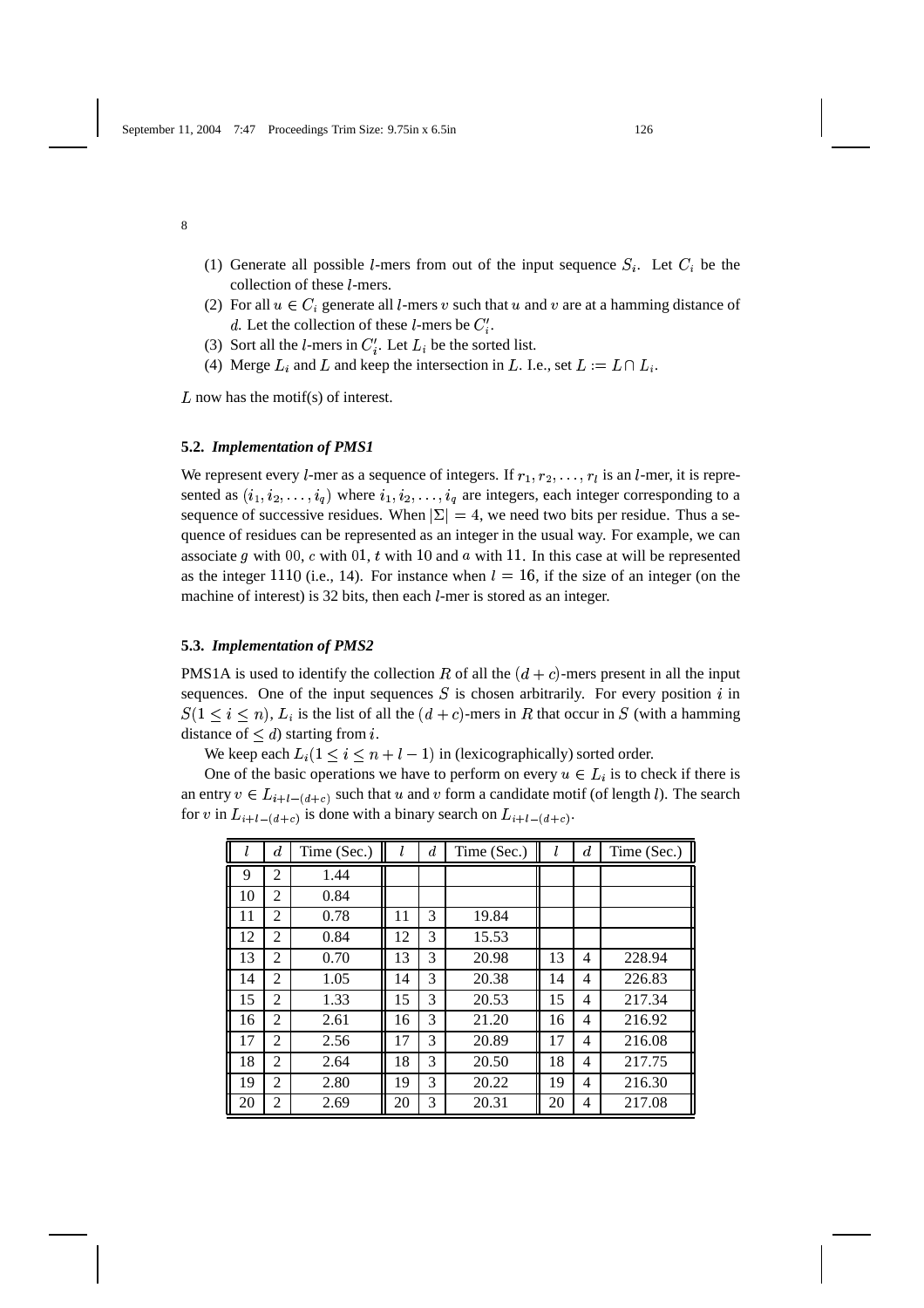(1) Generate all possible $l$-mers from out of the input sequence $S_i$. Let $C_i$ be the collection of these $l$-mers.
(2) For all $u \in C_i$ generate all $l$-mers $v$ such that $u$ and $v$ are at a hamming distance of $d$. Let the collection of these $l$-mers be $C'_i$.
(3) Sort all the $l$-mers in $C'_i$. Let $L_i$ be the sorted list.
(4) Merge $L_i$ and $L$ and keep the intersection in $L$. I.e., set $L := L \cap L_i$.

$L$ now has the motif(s) of interest.

### 5.2. *Implementation of PMS1*

We represent every $l$-mer as a sequence of integers. If $r_1, r_2, \ldots, r_l$ is an $l$-mer, it is represented as $(i_1, i_2, \ldots, i_q)$ where $i_1, i_2, \ldots, i_q$ are integers, each integer corresponding to a sequence of successive residues. When $|\Sigma| = 4$, we need two bits per residue. Thus a sequence of residues can be represented as an integer in the usual way. For example, we can associate $g$ with $00$, $c$ with $01$, $t$ with $10$ and $a$ with $11$. In this case at will be represented as the integer $1110$ (i.e., 14). For instance when $l = 16$, if the size of an integer (on the machine of interest) is 32 bits, then each $l$-mer is stored as an integer.

### 5.3. *Implementation of PMS2*

PMS1A is used to identify the collection $R$ of all the $(d+c)$-mers present in all the input sequences. One of the input sequences $S$ is chosen arbitrarily. For every position $i$ in $S(1 \leq i \leq n)$, $L_i$ is the list of all the $(d+c)$-mers in $R$ that occur in $S$ (with a hamming distance of $\leq d$) starting from $i$.

We keep each $L_i(1 \leq i \leq n+l-1)$ in (lexicographically) sorted order.

One of the basic operations we have to perform on every $u \in L_i$ is to check if there is an entry $v \in L_{i+l-(d+c)}$ such that $u$ and $v$ form a candidate motif (of length $l$). The search for $v$ in $L_{i+l-(d+c)}$ is done with a binary search on $L_{i+l-(d+c)}$.

| $l$ | $d$ | Time (Sec.) | $l$ | $d$ | Time (Sec.) | $l$ | $d$ | Time (Sec.) |
|---|---|---|---|---|---|---|---|---|
| 9 | 2 | 1.44 | | | | | | |
| 10 | 2 | 0.84 | | | | | | |
| 11 | 2 | 0.78 | 11 | 3 | 19.84 | | | |
| 12 | 2 | 0.84 | 12 | 3 | 15.53 | | | |
| 13 | 2 | 0.70 | 13 | 3 | 20.98 | 13 | 4 | 228.94 |
| 14 | 2 | 1.05 | 14 | 3 | 20.38 | 14 | 4 | 226.83 |
| 15 | 2 | 1.33 | 15 | 3 | 20.53 | 15 | 4 | 217.34 |
| 16 | 2 | 2.61 | 16 | 3 | 21.20 | 16 | 4 | 216.92 |
| 17 | 2 | 2.56 | 17 | 3 | 20.89 | 17 | 4 | 216.08 |
| 18 | 2 | 2.64 | 18 | 3 | 20.50 | 18 | 4 | 217.75 |
| 19 | 2 | 2.80 | 19 | 3 | 20.22 | 19 | 4 | 216.30 |
| 20 | 2 | 2.69 | 20 | 3 | 20.31 | 20 | 4 | 217.08 |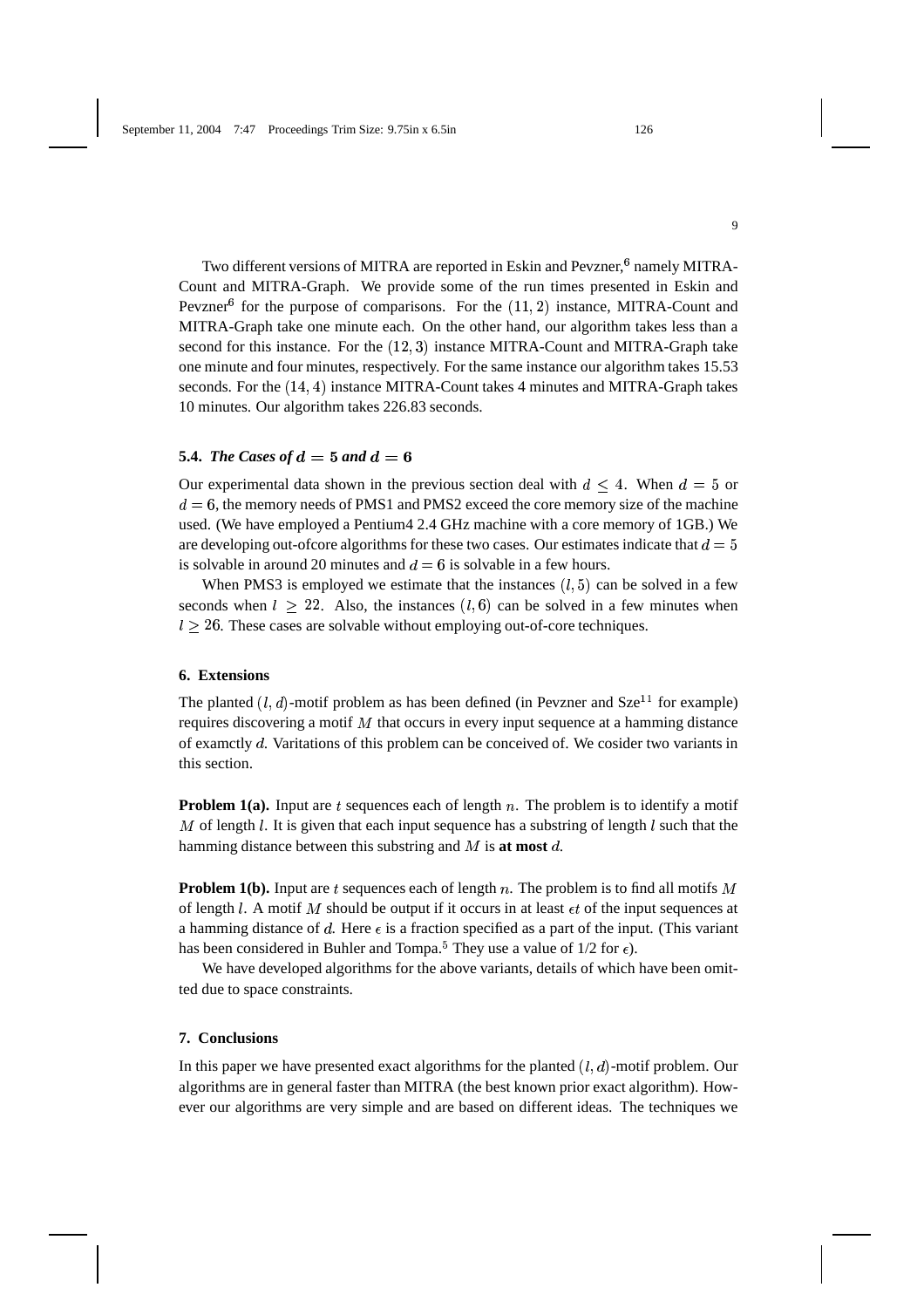Two different versions of MITRA are reported in Eskin and Pevzner,[6] namely MITRA-Count and MITRA-Graph. We provide some of the run times presented in Eskin and Pevzner[6] for the purpose of comparisons. For the $(11, 2)$ instance, MITRA-Count and MITRA-Graph take one minute each. On the other hand, our algorithm takes less than a second for this instance. For the $(12, 3)$ instance MITRA-Count and MITRA-Graph take one minute and four minutes, respectively. For the same instance our algorithm takes 15.53 seconds. For the $(14, 4)$ instance MITRA-Count takes 4 minutes and MITRA-Graph takes 10 minutes. Our algorithm takes 226.83 seconds.

### 5.4. *The Cases of $d = 5$ and $d = 6$*

Our experimental data shown in the previous section deal with $d \leq 4$. When $d = 5$ or $d = 6$, the memory needs of PMS1 and PMS2 exceed the core memory size of the machine used. (We have employed a Pentium4 2.4 GHz machine with a core memory of 1GB.) We are developing out-ofcore algorithms for these two cases. Our estimates indicate that $d = 5$ is solvable in around 20 minutes and $d = 6$ is solvable in a few hours.

When PMS3 is employed we estimate that the instances $(l, 5)$ can be solved in a few seconds when $l \geq 22$. Also, the instances $(l, 6)$ can be solved in a few minutes when $l \geq 26$. These cases are solvable without employing out-of-core techniques.

## 6. Extensions

The planted $(l, d)$-motif problem as has been defined (in Pevzner and Sze[11] for example) requires discovering a motif $M$ that occurs in every input sequence at a hamming distance of examctly $d$. Varitations of this problem can be conceived of. We cosider two variants in this section.

**Problem 1(a).** Input are $t$ sequences each of length $n$. The problem is to identify a motif $M$ of length $l$. It is given that each input sequence has a substring of length $l$ such that the hamming distance between this substring and $M$ is **at most** $d$.

**Problem 1(b).** Input are $t$ sequences each of length $n$. The problem is to find all motifs $M$ of length $l$. A motif $M$ should be output if it occurs in at least $\epsilon t$ of the input sequences at a hamming distance of $d$. Here $\epsilon$ is a fraction specified as a part of the input. (This variant has been considered in Buhler and Tompa.[5] They use a value of 1/2 for $\epsilon$).

We have developed algorithms for the above variants, details of which have been omitted due to space constraints.

## 7. Conclusions

In this paper we have presented exact algorithms for the planted $(l, d)$-motif problem. Our algorithms are in general faster than MITRA (the best known prior exact algorithm). However our algorithms are very simple and are based on different ideas. The techniques we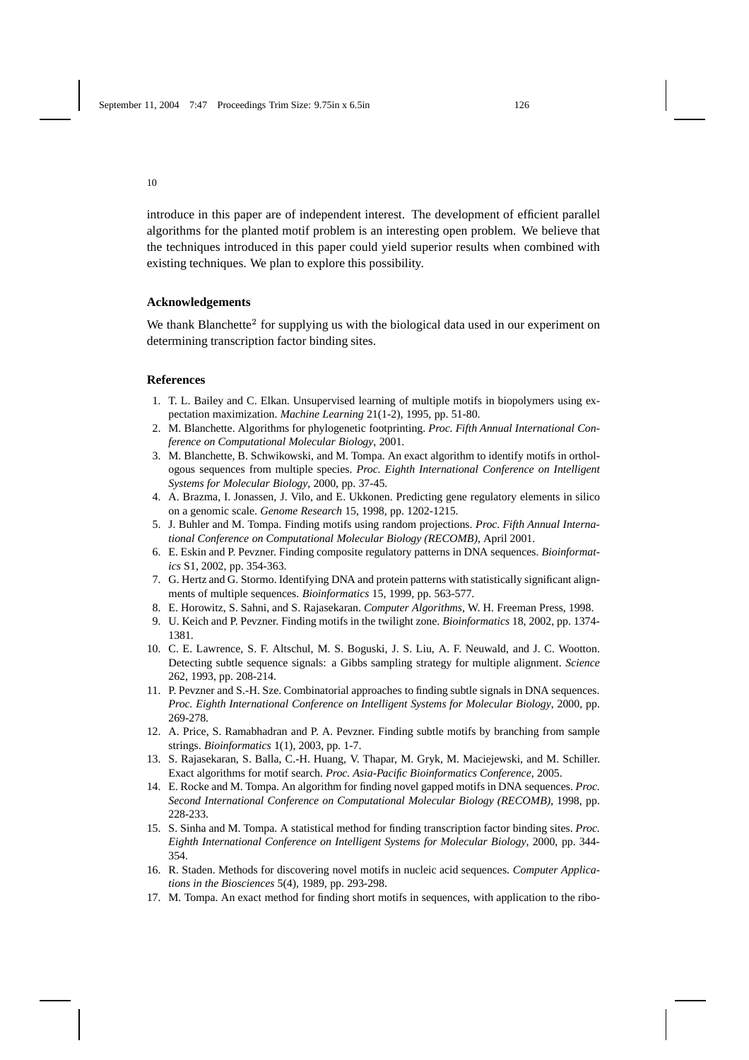introduce in this paper are of independent interest. The development of efficient parallel algorithms for the planted motif problem is an interesting open problem. We believe that the techniques introduced in this paper could yield superior results when combined with existing techniques. We plan to explore this possibility.

## Acknowledgements

We thank Blanchette[2] for supplying us with the biological data used in our experiment on determining transcription factor binding sites.

## References

1. T. L. Bailey and C. Elkan. Unsupervised learning of multiple motifs in biopolymers using expectation maximization. *Machine Learning* 21(1-2), 1995, pp. 51-80.
2. M. Blanchette. Algorithms for phylogenetic footprinting. *Proc. Fifth Annual International Conference on Computational Molecular Biology*, 2001.
3. M. Blanchette, B. Schwikowski, and M. Tompa. An exact algorithm to identify motifs in orthologous sequences from multiple species. *Proc. Eighth International Conference on Intelligent Systems for Molecular Biology*, 2000, pp. 37-45.
4. A. Brazma, I. Jonassen, J. Vilo, and E. Ukkonen. Predicting gene regulatory elements in silico on a genomic scale. *Genome Research* 15, 1998, pp. 1202-1215.
5. J. Buhler and M. Tompa. Finding motifs using random projections. *Proc. Fifth Annual International Conference on Computational Molecular Biology (RECOMB)*, April 2001.
6. E. Eskin and P. Pevzner. Finding composite regulatory patterns in DNA sequences. *Bioinformatics* S1, 2002, pp. 354-363.
7. G. Hertz and G. Stormo. Identifying DNA and protein patterns with statistically significant alignments of multiple sequences. *Bioinformatics* 15, 1999, pp. 563-577.
8. E. Horowitz, S. Sahni, and S. Rajasekaran. *Computer Algorithms*, W. H. Freeman Press, 1998.
9. U. Keich and P. Pevzner. Finding motifs in the twilight zone. *Bioinformatics* 18, 2002, pp. 1374-1381.
10. C. E. Lawrence, S. F. Altschul, M. S. Boguski, J. S. Liu, A. F. Neuwald, and J. C. Wootton. Detecting subtle sequence signals: a Gibbs sampling strategy for multiple alignment. *Science* 262, 1993, pp. 208-214.
11. P. Pevzner and S.-H. Sze. Combinatorial approaches to finding subtle signals in DNA sequences. *Proc. Eighth International Conference on Intelligent Systems for Molecular Biology*, 2000, pp. 269-278.
12. A. Price, S. Ramabhadran and P. A. Pevzner. Finding subtle motifs by branching from sample strings. *Bioinformatics* 1(1), 2003, pp. 1-7.
13. S. Rajasekaran, S. Balla, C.-H. Huang, V. Thapar, M. Gryk, M. Maciejewski, and M. Schiller. Exact algorithms for motif search. *Proc. Asia-Pacific Bioinformatics Conference*, 2005.
14. E. Rocke and M. Tompa. An algorithm for finding novel gapped motifs in DNA sequences. *Proc. Second International Conference on Computational Molecular Biology (RECOMB)*, 1998, pp. 228-233.
15. S. Sinha and M. Tompa. A statistical method for finding transcription factor binding sites. *Proc. Eighth International Conference on Intelligent Systems for Molecular Biology*, 2000, pp. 344-354.
16. R. Staden. Methods for discovering novel motifs in nucleic acid sequences. *Computer Applications in the Biosciences* 5(4), 1989, pp. 293-298.
17. M. Tompa. An exact method for finding short motifs in sequences, with application to the ribo-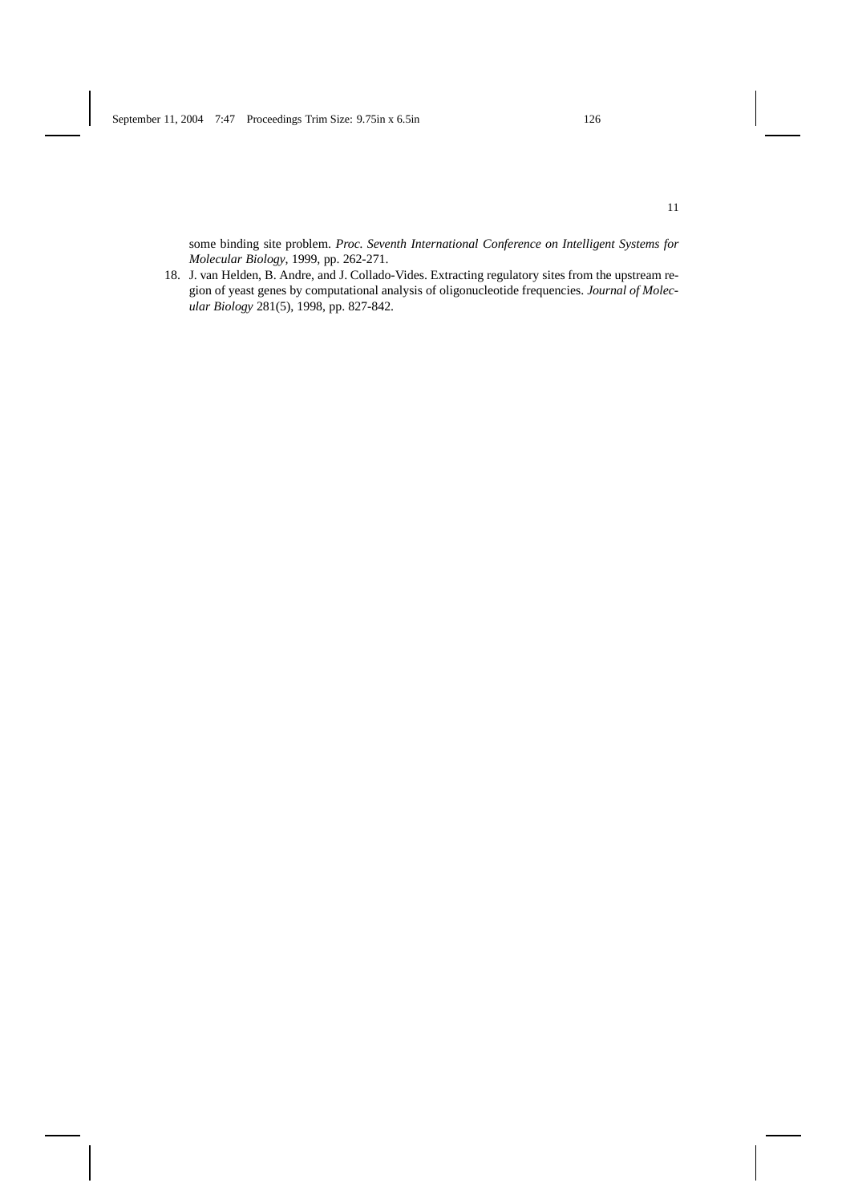some binding site problem. *Proc. Seventh International Conference on Intelligent Systems for Molecular Biology*, 1999, pp. 262-271.

18. J. van Helden, B. Andre, and J. Collado-Vides. Extracting regulatory sites from the upstream region of yeast genes by computational analysis of oligonucleotide frequencies. *Journal of Molecular Biology* 281(5), 1998, pp. 827-842.